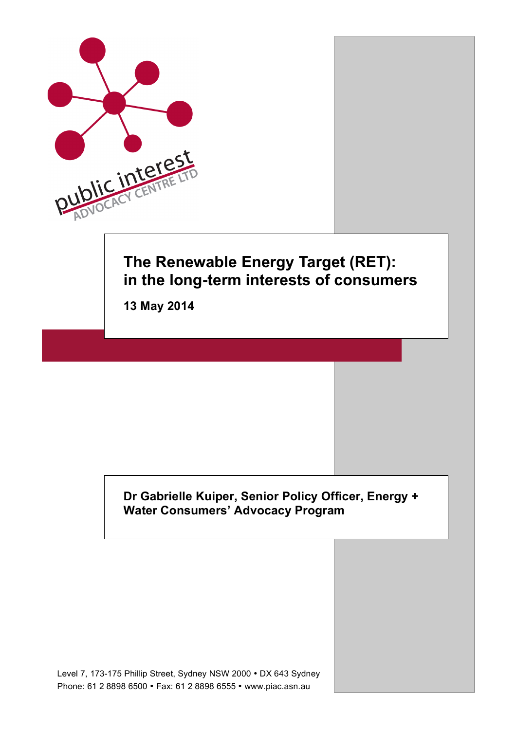public interest ADVOCACY CENTRE LTD

# The Renewable Energy Target (RET): in the long-term interests of consumers

**13 May 2014**

**Dr Gabrielle Kuiper, Senior Policy Officer, Energy + Water Consumers' Advocacy Program**

Level 7, 173-175 Phillip Street, Sydney NSW 2000 • DX 643 Sydney
Phone: 61 2 8898 6500 • Fax: 61 2 8898 6555 • www.piac.asn.au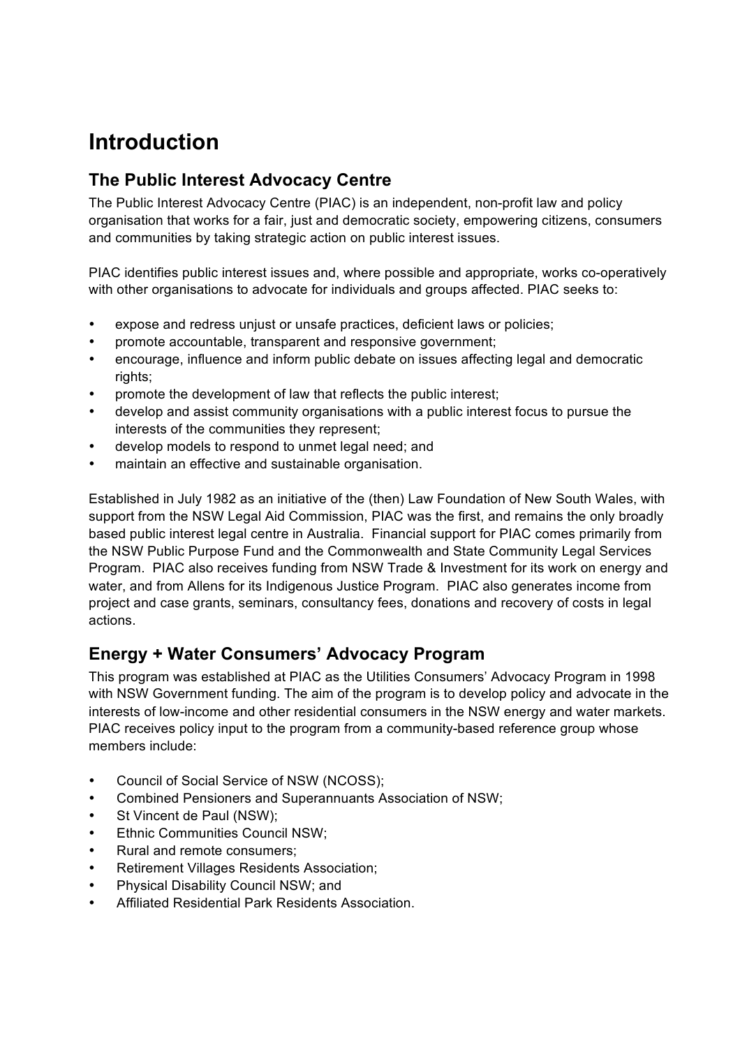# Introduction

## The Public Interest Advocacy Centre

The Public Interest Advocacy Centre (PIAC) is an independent, non-profit law and policy organisation that works for a fair, just and democratic society, empowering citizens, consumers and communities by taking strategic action on public interest issues.

PIAC identifies public interest issues and, where possible and appropriate, works co-operatively with other organisations to advocate for individuals and groups affected. PIAC seeks to:

- expose and redress unjust or unsafe practices, deficient laws or policies;
- promote accountable, transparent and responsive government;
- encourage, influence and inform public debate on issues affecting legal and democratic rights;
- promote the development of law that reflects the public interest;
- develop and assist community organisations with a public interest focus to pursue the interests of the communities they represent;
- develop models to respond to unmet legal need; and
- maintain an effective and sustainable organisation.

Established in July 1982 as an initiative of the (then) Law Foundation of New South Wales, with support from the NSW Legal Aid Commission, PIAC was the first, and remains the only broadly based public interest legal centre in Australia. Financial support for PIAC comes primarily from the NSW Public Purpose Fund and the Commonwealth and State Community Legal Services Program. PIAC also receives funding from NSW Trade & Investment for its work on energy and water, and from Allens for its Indigenous Justice Program. PIAC also generates income from project and case grants, seminars, consultancy fees, donations and recovery of costs in legal actions.

## Energy + Water Consumers' Advocacy Program

This program was established at PIAC as the Utilities Consumers' Advocacy Program in 1998 with NSW Government funding. The aim of the program is to develop policy and advocate in the interests of low-income and other residential consumers in the NSW energy and water markets. PIAC receives policy input to the program from a community-based reference group whose members include:

- Council of Social Service of NSW (NCOSS);
- Combined Pensioners and Superannuants Association of NSW;
- St Vincent de Paul (NSW);
- Ethnic Communities Council NSW;
- Rural and remote consumers;
- Retirement Villages Residents Association;
- Physical Disability Council NSW; and
- Affiliated Residential Park Residents Association.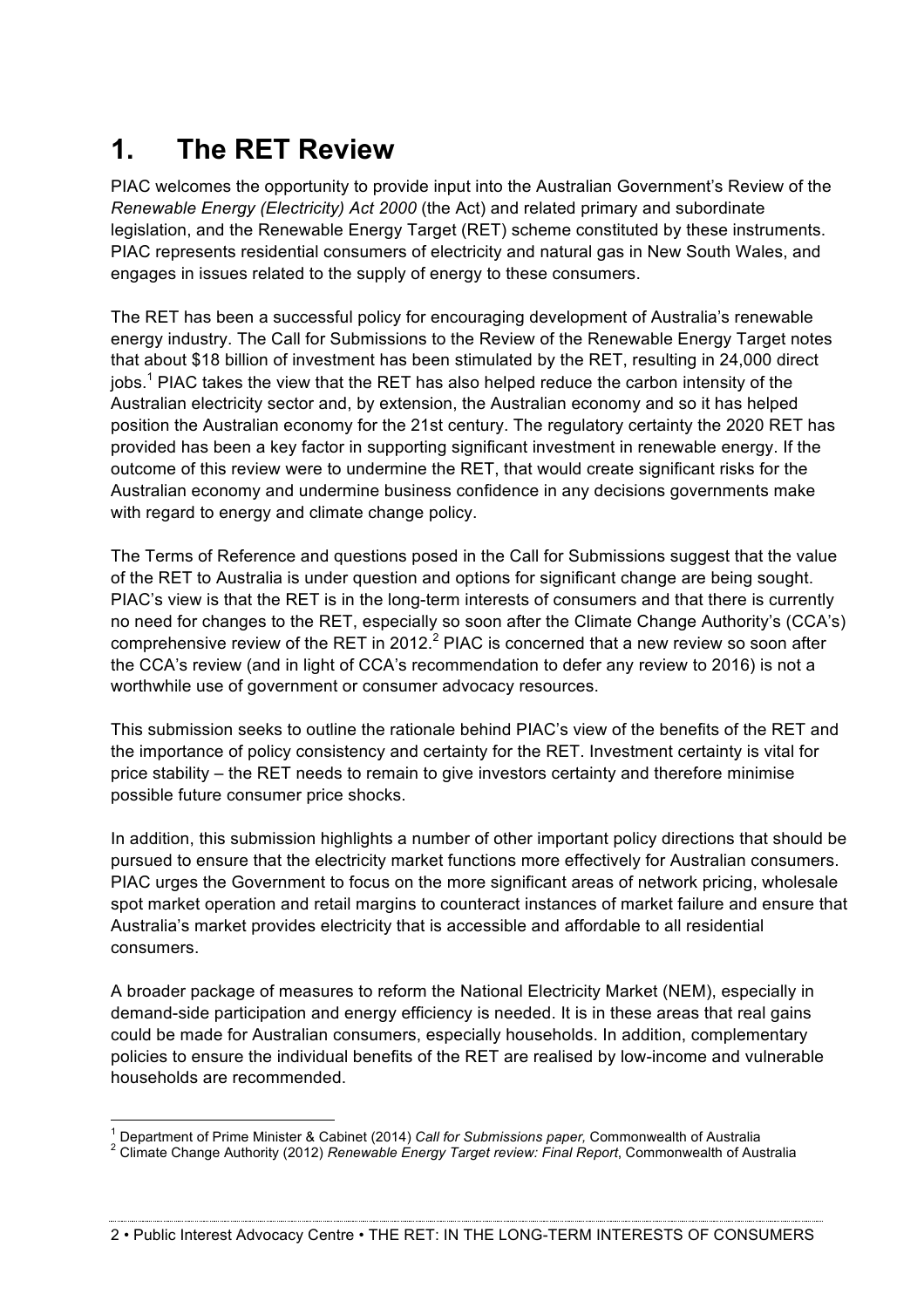# 1. The RET Review

PIAC welcomes the opportunity to provide input into the Australian Government's Review of the *Renewable Energy (Electricity) Act 2000* (the Act) and related primary and subordinate legislation, and the Renewable Energy Target (RET) scheme constituted by these instruments. PIAC represents residential consumers of electricity and natural gas in New South Wales, and engages in issues related to the supply of energy to these consumers.

The RET has been a successful policy for encouraging development of Australia's renewable energy industry. The Call for Submissions to the Review of the Renewable Energy Target notes that about $18 billion of investment has been stimulated by the RET, resulting in 24,000 direct jobs.[1] PIAC takes the view that the RET has also helped reduce the carbon intensity of the Australian electricity sector and, by extension, the Australian economy and so it has helped position the Australian economy for the 21st century. The regulatory certainty the 2020 RET has provided has been a key factor in supporting significant investment in renewable energy. If the outcome of this review were to undermine the RET, that would create significant risks for the Australian economy and undermine business confidence in any decisions governments make with regard to energy and climate change policy.

The Terms of Reference and questions posed in the Call for Submissions suggest that the value of the RET to Australia is under question and options for significant change are being sought. PIAC's view is that the RET is in the long-term interests of consumers and that there is currently no need for changes to the RET, especially so soon after the Climate Change Authority's (CCA's) comprehensive review of the RET in 2012.[2] PIAC is concerned that a new review so soon after the CCA's review (and in light of CCA's recommendation to defer any review to 2016) is not a worthwhile use of government or consumer advocacy resources.

This submission seeks to outline the rationale behind PIAC's view of the benefits of the RET and the importance of policy consistency and certainty for the RET. Investment certainty is vital for price stability – the RET needs to remain to give investors certainty and therefore minimise possible future consumer price shocks.

In addition, this submission highlights a number of other important policy directions that should be pursued to ensure that the electricity market functions more effectively for Australian consumers. PIAC urges the Government to focus on the more significant areas of network pricing, wholesale spot market operation and retail margins to counteract instances of market failure and ensure that Australia's market provides electricity that is accessible and affordable to all residential consumers.

A broader package of measures to reform the National Electricity Market (NEM), especially in demand-side participation and energy efficiency is needed. It is in these areas that real gains could be made for Australian consumers, especially households. In addition, complementary policies to ensure the individual benefits of the RET are realised by low-income and vulnerable households are recommended.

---

[1] Department of Prime Minister & Cabinet (2014) *Call for Submissions paper*, Commonwealth of Australia

[2] Climate Change Authority (2012) *Renewable Energy Target review: Final Report*, Commonwealth of Australia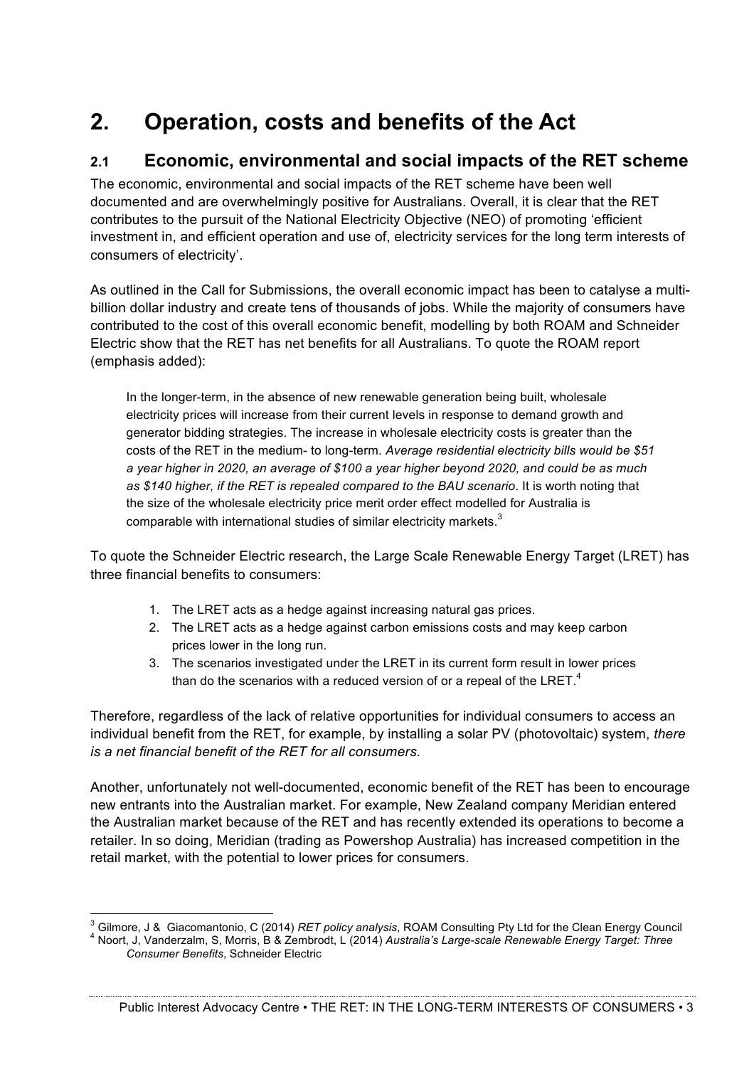# 2. Operation, costs and benefits of the Act

## 2.1 Economic, environmental and social impacts of the RET scheme

The economic, environmental and social impacts of the RET scheme have been well documented and are overwhelmingly positive for Australians. Overall, it is clear that the RET contributes to the pursuit of the National Electricity Objective (NEO) of promoting 'efficient investment in, and efficient operation and use of, electricity services for the long term interests of consumers of electricity'.

As outlined in the Call for Submissions, the overall economic impact has been to catalyse a multi-billion dollar industry and create tens of thousands of jobs. While the majority of consumers have contributed to the cost of this overall economic benefit, modelling by both ROAM and Schneider Electric show that the RET has net benefits for all Australians. To quote the ROAM report (emphasis added):

> In the longer-term, in the absence of new renewable generation being built, wholesale electricity prices will increase from their current levels in response to demand growth and generator bidding strategies. The increase in wholesale electricity costs is greater than the costs of the RET in the medium- to long-term. *Average residential electricity bills would be $51 a year higher in 2020, an average of $100 a year higher beyond 2020, and could be as much as $140 higher, if the RET is repealed compared to the BAU scenario*. It is worth noting that the size of the wholesale electricity price merit order effect modelled for Australia is comparable with international studies of similar electricity markets.[3]

To quote the Schneider Electric research, the Large Scale Renewable Energy Target (LRET) has three financial benefits to consumers:

1. The LRET acts as a hedge against increasing natural gas prices.
2. The LRET acts as a hedge against carbon emissions costs and may keep carbon prices lower in the long run.
3. The scenarios investigated under the LRET in its current form result in lower prices than do the scenarios with a reduced version of or a repeal of the LRET.[4]

Therefore, regardless of the lack of relative opportunities for individual consumers to access an individual benefit from the RET, for example, by installing a solar PV (photovoltaic) system, *there is a net financial benefit of the RET for all consumers*.

Another, unfortunately not well-documented, economic benefit of the RET has been to encourage new entrants into the Australian market. For example, New Zealand company Meridian entered the Australian market because of the RET and has recently extended its operations to become a retailer. In so doing, Meridian (trading as Powershop Australia) has increased competition in the retail market, with the potential to lower prices for consumers.

---

[3] Gilmore, J & Giacomantonio, C (2014) *RET policy analysis*, ROAM Consulting Pty Ltd for the Clean Energy Council

[4] Noort, J, Vanderzalm, S, Morris, B & Zembrodt, L (2014) *Australia's Large-scale Renewable Energy Target: Three Consumer Benefits*, Schneider Electric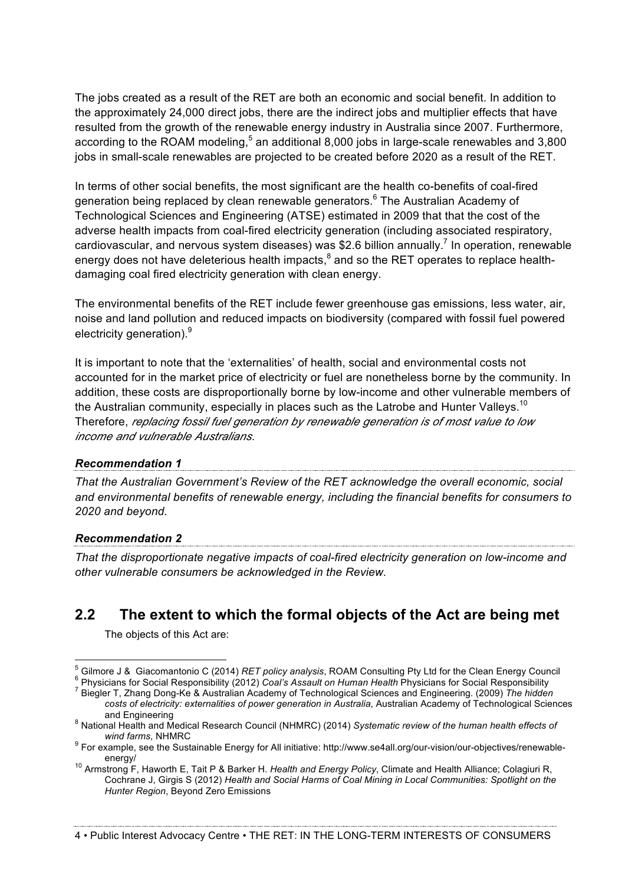The jobs created as a result of the RET are both an economic and social benefit. In addition to the approximately 24,000 direct jobs, there are the indirect jobs and multiplier effects that have resulted from the growth of the renewable energy industry in Australia since 2007. Furthermore, according to the ROAM modeling,[5] an additional 8,000 jobs in large-scale renewables and 3,800 jobs in small-scale renewables are projected to be created before 2020 as a result of the RET.

In terms of other social benefits, the most significant are the health co-benefits of coal-fired generation being replaced by clean renewable generators.[6] The Australian Academy of Technological Sciences and Engineering (ATSE) estimated in 2009 that that the cost of the adverse health impacts from coal-fired electricity generation (including associated respiratory, cardiovascular, and nervous system diseases) was $2.6 billion annually.[7] In operation, renewable energy does not have deleterious health impacts,[8] and so the RET operates to replace health-damaging coal fired electricity generation with clean energy.

The environmental benefits of the RET include fewer greenhouse gas emissions, less water, air, noise and land pollution and reduced impacts on biodiversity (compared with fossil fuel powered electricity generation).[9]

It is important to note that the 'externalities' of health, social and environmental costs not accounted for in the market price of electricity or fuel are nonetheless borne by the community. In addition, these costs are disproportionally borne by low-income and other vulnerable members of the Australian community, especially in places such as the Latrobe and Hunter Valleys.[10] Therefore, *replacing fossil fuel generation by renewable generation is of most value to low income and vulnerable Australians*.

***Recommendation 1***

*That the Australian Government's Review of the RET acknowledge the overall economic, social and environmental benefits of renewable energy, including the financial benefits for consumers to 2020 and beyond.*

***Recommendation 2***

*That the disproportionate negative impacts of coal-fired electricity generation on low-income and other vulnerable consumers be acknowledged in the Review.*

## 2.2 The extent to which the formal objects of the Act are being met

The objects of this Act are:

---

[5] Gilmore J & Giacomantonio C (2014) *RET policy analysis*, ROAM Consulting Pty Ltd for the Clean Energy Council

[6] Physicians for Social Responsibility (2012) *Coal's Assault on Human Health* Physicians for Social Responsibility

[7] Biegler T, Zhang Dong-Ke & Australian Academy of Technological Sciences and Engineering. (2009) *The hidden costs of electricity: externalities of power generation in Australia*, Australian Academy of Technological Sciences and Engineering

[8] National Health and Medical Research Council (NHMRC) (2014) *Systematic review of the human health effects of wind farms*, NHMRC

[9] For example, see the Sustainable Energy for All initiative: http://www.se4all.org/our-vision/our-objectives/renewable-energy/

[10] Armstrong F, Haworth E, Tait P & Barker H. *Health and Energy Policy*, Climate and Health Alliance; Colagiuri R, Cochrane J, Girgis S (2012) *Health and Social Harms of Coal Mining in Local Communities: Spotlight on the Hunter Region*, Beyond Zero Emissions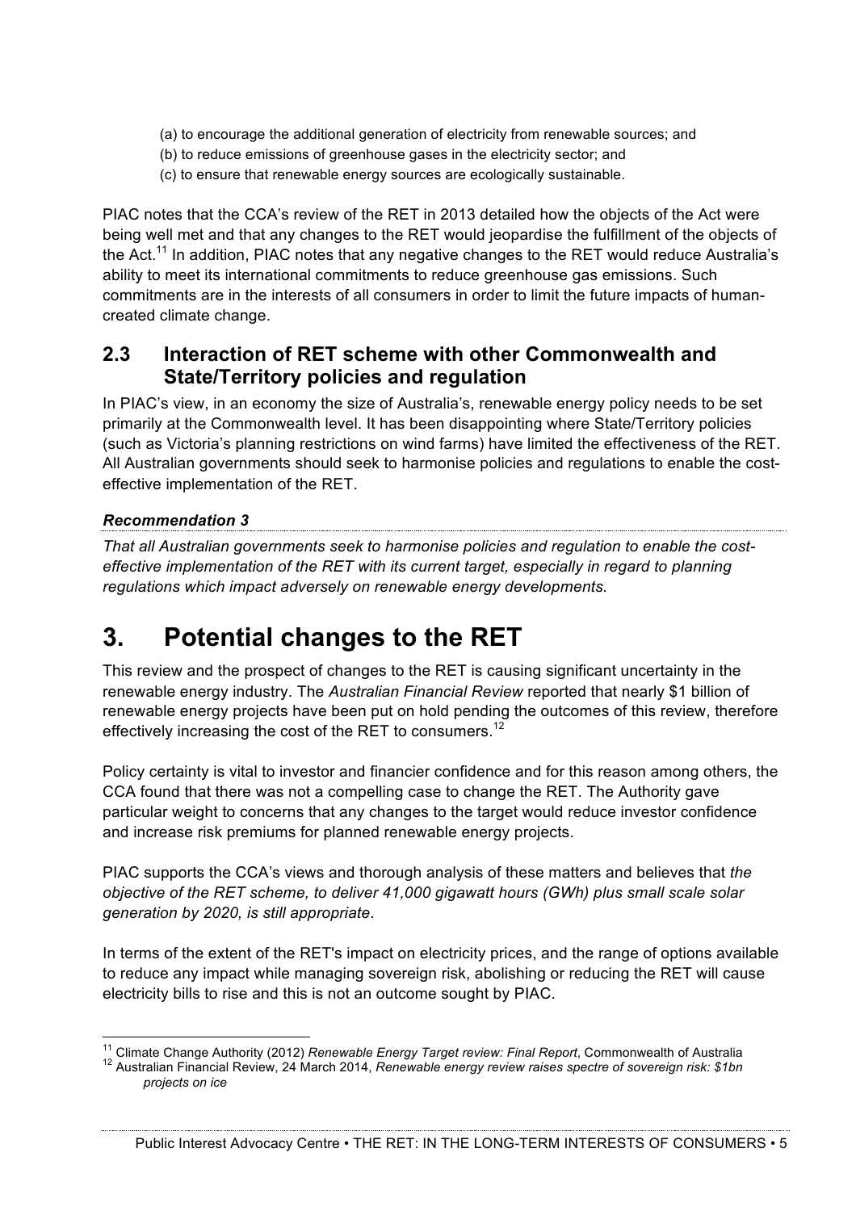(a) to encourage the additional generation of electricity from renewable sources; and
(b) to reduce emissions of greenhouse gases in the electricity sector; and
(c) to ensure that renewable energy sources are ecologically sustainable.

PIAC notes that the CCA's review of the RET in 2013 detailed how the objects of the Act were being well met and that any changes to the RET would jeopardise the fulfillment of the objects of the Act.[11] In addition, PIAC notes that any negative changes to the RET would reduce Australia's ability to meet its international commitments to reduce greenhouse gas emissions. Such commitments are in the interests of all consumers in order to limit the future impacts of human-created climate change.

## 2.3 Interaction of RET scheme with other Commonwealth and State/Territory policies and regulation

In PIAC's view, in an economy the size of Australia's, renewable energy policy needs to be set primarily at the Commonwealth level. It has been disappointing where State/Territory policies (such as Victoria's planning restrictions on wind farms) have limited the effectiveness of the RET. All Australian governments should seek to harmonise policies and regulations to enable the cost-effective implementation of the RET.

***Recommendation 3***

*That all Australian governments seek to harmonise policies and regulation to enable the cost-effective implementation of the RET with its current target, especially in regard to planning regulations which impact adversely on renewable energy developments.*

# 3. Potential changes to the RET

This review and the prospect of changes to the RET is causing significant uncertainty in the renewable energy industry. The *Australian Financial Review* reported that nearly $1 billion of renewable energy projects have been put on hold pending the outcomes of this review, therefore effectively increasing the cost of the RET to consumers.[12]

Policy certainty is vital to investor and financier confidence and for this reason among others, the CCA found that there was not a compelling case to change the RET. The Authority gave particular weight to concerns that any changes to the target would reduce investor confidence and increase risk premiums for planned renewable energy projects.

PIAC supports the CCA's views and thorough analysis of these matters and believes that *the objective of the RET scheme, to deliver 41,000 gigawatt hours (GWh) plus small scale solar generation by 2020, is still appropriate*.

In terms of the extent of the RET's impact on electricity prices, and the range of options available to reduce any impact while managing sovereign risk, abolishing or reducing the RET will cause electricity bills to rise and this is not an outcome sought by PIAC.

---

[11] Climate Change Authority (2012) *Renewable Energy Target review: Final Report*, Commonwealth of Australia

[12] Australian Financial Review, 24 March 2014, *Renewable energy review raises spectre of sovereign risk: $1bn projects on ice*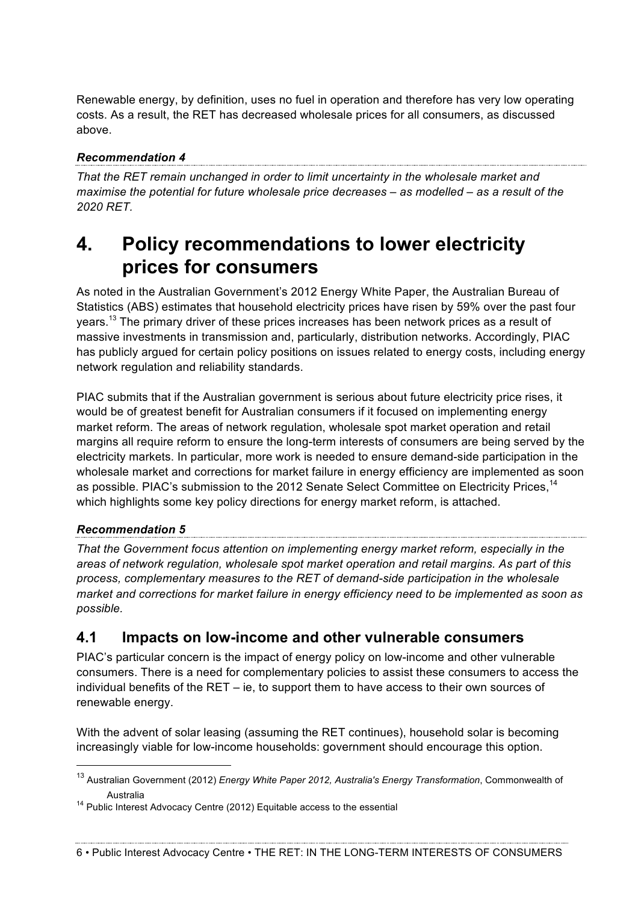Renewable energy, by definition, uses no fuel in operation and therefore has very low operating costs. As a result, the RET has decreased wholesale prices for all consumers, as discussed above.

***Recommendation 4***

*That the RET remain unchanged in order to limit uncertainty in the wholesale market and maximise the potential for future wholesale price decreases – as modelled – as a result of the 2020 RET.*

# 4. Policy recommendations to lower electricity prices for consumers

As noted in the Australian Government's 2012 Energy White Paper, the Australian Bureau of Statistics (ABS) estimates that household electricity prices have risen by 59% over the past four years.[13] The primary driver of these prices increases has been network prices as a result of massive investments in transmission and, particularly, distribution networks. Accordingly, PIAC has publicly argued for certain policy positions on issues related to energy costs, including energy network regulation and reliability standards.

PIAC submits that if the Australian government is serious about future electricity price rises, it would be of greatest benefit for Australian consumers if it focused on implementing energy market reform. The areas of network regulation, wholesale spot market operation and retail margins all require reform to ensure the long-term interests of consumers are being served by the electricity markets. In particular, more work is needed to ensure demand-side participation in the wholesale market and corrections for market failure in energy efficiency are implemented as soon as possible. PIAC's submission to the 2012 Senate Select Committee on Electricity Prices,[14] which highlights some key policy directions for energy market reform, is attached.

***Recommendation 5***

*That the Government focus attention on implementing energy market reform, especially in the areas of network regulation, wholesale spot market operation and retail margins. As part of this process, complementary measures to the RET of demand-side participation in the wholesale market and corrections for market failure in energy efficiency need to be implemented as soon as possible.*

## 4.1 Impacts on low-income and other vulnerable consumers

PIAC's particular concern is the impact of energy policy on low-income and other vulnerable consumers. There is a need for complementary policies to assist these consumers to access the individual benefits of the RET – ie, to support them to have access to their own sources of renewable energy.

With the advent of solar leasing (assuming the RET continues), household solar is becoming increasingly viable for low-income households: government should encourage this option.

---

[13] Australian Government (2012) *Energy White Paper 2012, Australia's Energy Transformation*, Commonwealth of Australia

[14] Public Interest Advocacy Centre (2012) Equitable access to the essential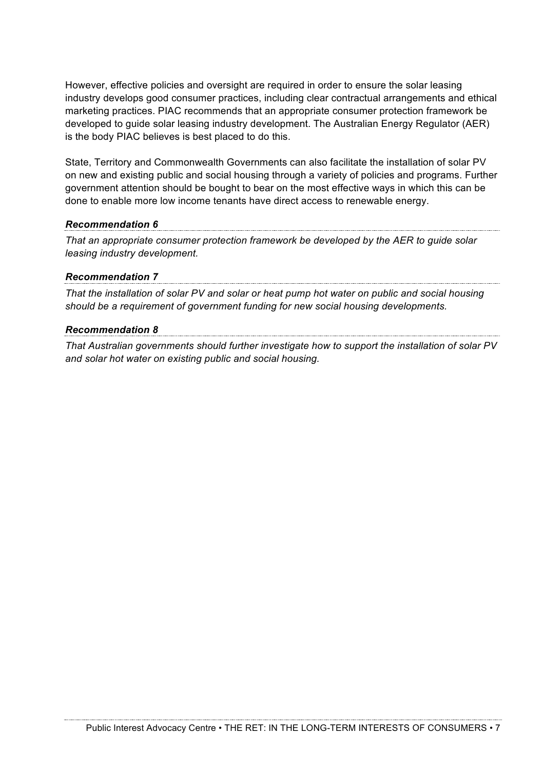However, effective policies and oversight are required in order to ensure the solar leasing industry develops good consumer practices, including clear contractual arrangements and ethical marketing practices. PIAC recommends that an appropriate consumer protection framework be developed to guide solar leasing industry development. The Australian Energy Regulator (AER) is the body PIAC believes is best placed to do this.

State, Territory and Commonwealth Governments can also facilitate the installation of solar PV on new and existing public and social housing through a variety of policies and programs. Further government attention should be bought to bear on the most effective ways in which this can be done to enable more low income tenants have direct access to renewable energy.

***Recommendation 6***

*That an appropriate consumer protection framework be developed by the AER to guide solar leasing industry development.*

***Recommendation 7***

*That the installation of solar PV and solar or heat pump hot water on public and social housing should be a requirement of government funding for new social housing developments.*

***Recommendation 8***

*That Australian governments should further investigate how to support the installation of solar PV and solar hot water on existing public and social housing.*